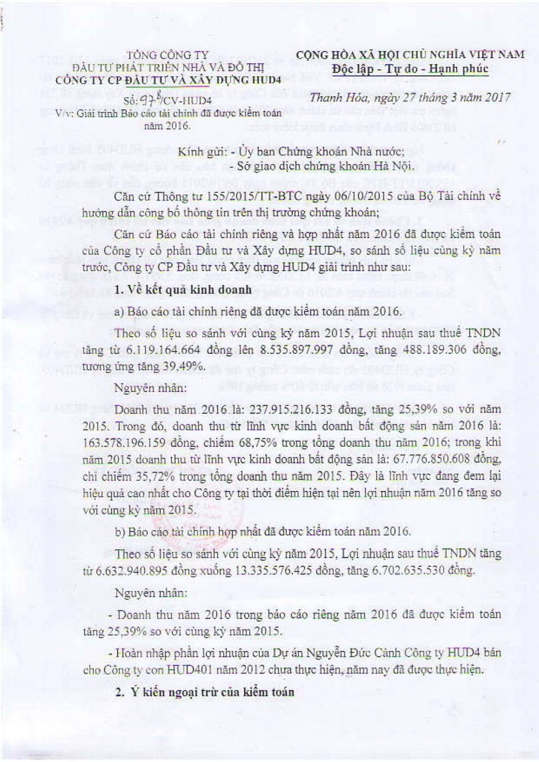| TỔNG CÔNG TY ĐẦU TƯ PHÁT TRIỂN NHÀ VÀ ĐÔ THỊ **CÔNG TY CP ĐẦU TƯ VÀ XÂY DỰNG HUD4** | **CỘNG HÒA XÃ HỘI CHỦ NGHĨA VIỆT NAM** **Độc lập - Tự do - Hạnh phúc** |
|---|---|
| Số: 97b/CV-HUD4 V/v: Giải trình Báo cáo tài chính đã được kiểm toán năm 2016. | *Thanh Hóa, ngày 27 tháng 3 năm 2017* |

Kính gửi: - Ủy ban Chứng khoán Nhà nước;
- Sở giao dịch chứng khoán Hà Nội.

Căn cứ Thông tư 155/2015/TT-BTC ngày 06/10/2015 của Bộ Tài chính về hướng dẫn công bố thông tin trên thị trường chứng khoán;

Căn cứ Báo cáo tài chính riêng và hợp nhất năm 2016 đã được kiểm toán của Công ty cổ phần Đầu tư và Xây dựng HUD4, so sánh số liệu cùng kỳ năm trước, Công ty CP Đầu tư và Xây dựng HUD4 giải trình như sau:

**1. Về kết quả kinh doanh**

a) Báo cáo tài chính riêng đã được kiểm toán năm 2016.

Theo số liệu so sánh với cùng kỳ năm 2015, Lợi nhuận sau thuế TNDN tăng từ 6.119.164.664 đồng lên 8.535.897.997 đồng, tăng 488.189.306 đồng, tương ứng tăng 39.49%.

Nguyên nhân:

Doanh thu năm 2016 là: 237.915.216.133 đồng, tăng 25,39% so với năm 2015. Trong đó, doanh thu từ lĩnh vực kinh doanh bất động sản năm 2016 là: 163.578.196.159 đồng, chiếm 68,75% trong tổng doanh thu năm 2016; trong khi năm 2015 doanh thu từ lĩnh vực kinh doanh bất động sản là: 67.776.850.608 đồng, chỉ chiếm 35,72% trong tổng doanh thu năm 2015. Đây là lĩnh vực đang đem lại hiệu quả cao nhất cho Công ty tại thời điểm hiện tại nên lợi nhuận năm 2016 tăng so với cùng kỳ năm 2015.

b) Báo cáo tài chính hợp nhất đã được kiểm toán năm 2016.

Theo số liệu so sánh với cùng kỳ năm 2015, Lợi nhuận sau thuế TNDN tăng từ 6.632.940.895 đồng xuống 13.335.576.425 đồng, tăng 6.702.635.530 đồng.

Nguyên nhân:

- Doanh thu năm 2016 trong báo cáo riêng năm 2016 đã được kiểm toán tăng 25,39% so với cùng kỳ năm 2015.

- Hoàn nhập phần lợi nhuận của Dự án Nguyễn Đức Cảnh Công ty HUD4 bán cho Công ty con HUD401 năm 2012 chưa thực hiện, năm nay đã được thực hiện.

**2. Ý kiến ngoại trừ của kiểm toán**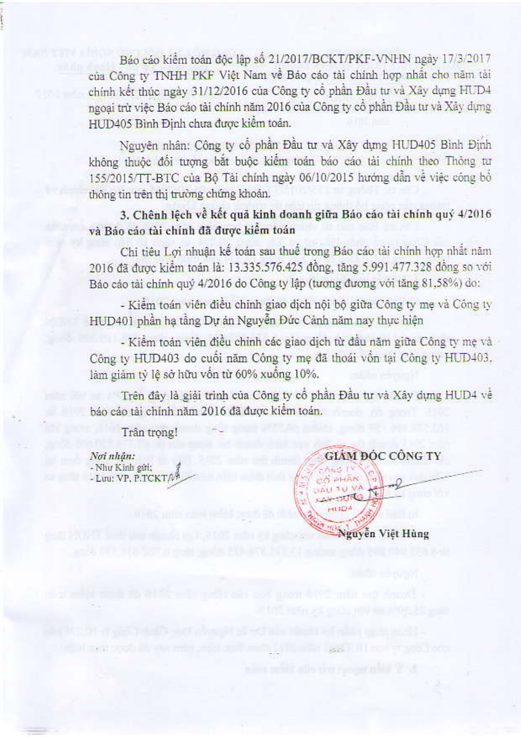Báo cáo kiểm toán độc lập số 21/2017/BCKT/PKF-VNHN ngày 17/3/2017 của Công ty TNHH PKF Việt Nam về Báo cáo tài chính hợp nhất cho năm tài chính kết thúc ngày 31/12/2016 của Công ty cổ phần Đầu tư và Xây dựng HUD4 ngoại trừ việc Báo cáo tài chính năm 2016 của Công ty cổ phần Đầu tư và Xây dựng HUD405 Bình Định chưa được kiểm toán.

Nguyên nhân: Công ty cổ phần Đầu tư và Xây dựng HUD405 Bình Định không thuộc đối tượng bắt buộc kiểm toán báo cáo tài chính theo Thông tư 155/2015/TT-BTC của Bộ Tài chính ngày 06/10/2015 hướng dẫn về việc công bố thông tin trên thị trường chứng khoán.

**3. Chênh lệch về kết quả kinh doanh giữa Báo cáo tài chính quý 4/2016 và Báo cáo tài chính đã được kiểm toán**

Chỉ tiêu Lợi nhuận kế toán sau thuế trong Báo cáo tài chính hợp nhất năm 2016 đã được kiểm toán là: 13.335.576.425 đồng, tăng 5.991.477.328 đồng so với Báo cáo tài chính quý 4/2016 do Công ty lập (tương đương với tăng 81,58%) do:

- Kiểm toán viên điều chỉnh giao dịch nội bộ giữa Công ty mẹ và Công ty HUD401 phần hạ tầng Dự án Nguyễn Đức Cảnh năm nay thực hiện

- Kiểm toán viên điều chỉnh các giao dịch từ đầu năm giữa Công ty mẹ và Công ty HUD403 do cuối năm Công ty mẹ đã thoái vốn tại Công ty HUD403, làm giảm tỷ lệ sở hữu vốn từ 60% xuống 10%.

Trên đây là giải trình của Công ty cổ phần Đầu tư và Xây dựng HUD4 về báo cáo tài chính năm 2016 đã được kiểm toán.

Trân trọng!

*Nơi nhận:*
- Như Kính gửi;
- Lưu: VP, P.TCKT.

**GIÁM ĐỐC CÔNG TY**

Nguyễn Việt Hùng